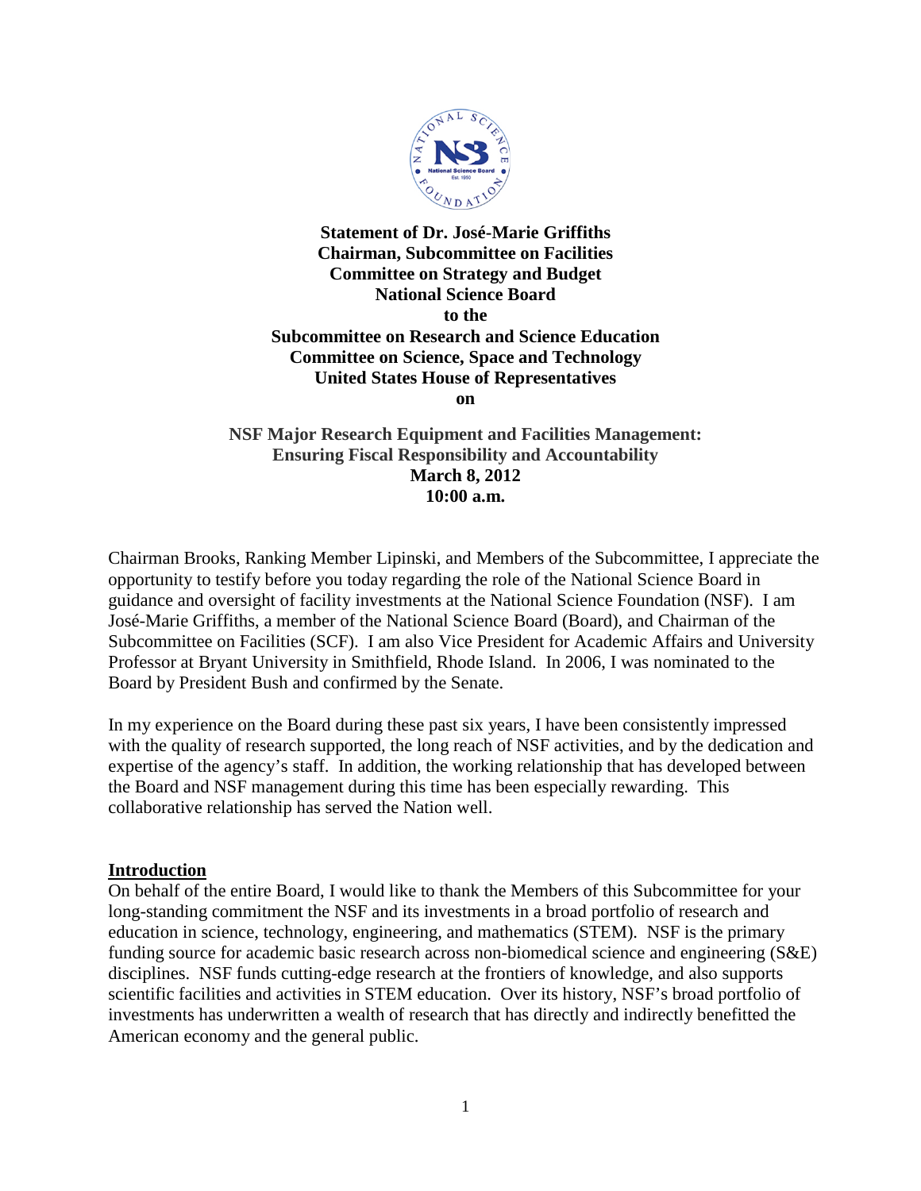**Statement of Dr. José-Marie Griffiths**
**Chairman, Subcommittee on Facilities**
**Committee on Strategy and Budget**
**National Science Board**
**to the**
**Subcommittee on Research and Science Education**
**Committee on Science, Space and Technology**
**United States House of Representatives**
**on**

**NSF Major Research Equipment and Facilities Management:**
**Ensuring Fiscal Responsibility and Accountability**
**March 8, 2012**
**10:00 a.m.**

Chairman Brooks, Ranking Member Lipinski, and Members of the Subcommittee, I appreciate the opportunity to testify before you today regarding the role of the National Science Board in guidance and oversight of facility investments at the National Science Foundation (NSF). I am José-Marie Griffiths, a member of the National Science Board (Board), and Chairman of the Subcommittee on Facilities (SCF). I am also Vice President for Academic Affairs and University Professor at Bryant University in Smithfield, Rhode Island. In 2006, I was nominated to the Board by President Bush and confirmed by the Senate.

In my experience on the Board during these past six years, I have been consistently impressed with the quality of research supported, the long reach of NSF activities, and by the dedication and expertise of the agency's staff. In addition, the working relationship that has developed between the Board and NSF management during this time has been especially rewarding. This collaborative relationship has served the Nation well.

## Introduction

On behalf of the entire Board, I would like to thank the Members of this Subcommittee for your long-standing commitment the NSF and its investments in a broad portfolio of research and education in science, technology, engineering, and mathematics (STEM). NSF is the primary funding source for academic basic research across non-biomedical science and engineering (S&E) disciplines. NSF funds cutting-edge research at the frontiers of knowledge, and also supports scientific facilities and activities in STEM education. Over its history, NSF's broad portfolio of investments has underwritten a wealth of research that has directly and indirectly benefitted the American economy and the general public.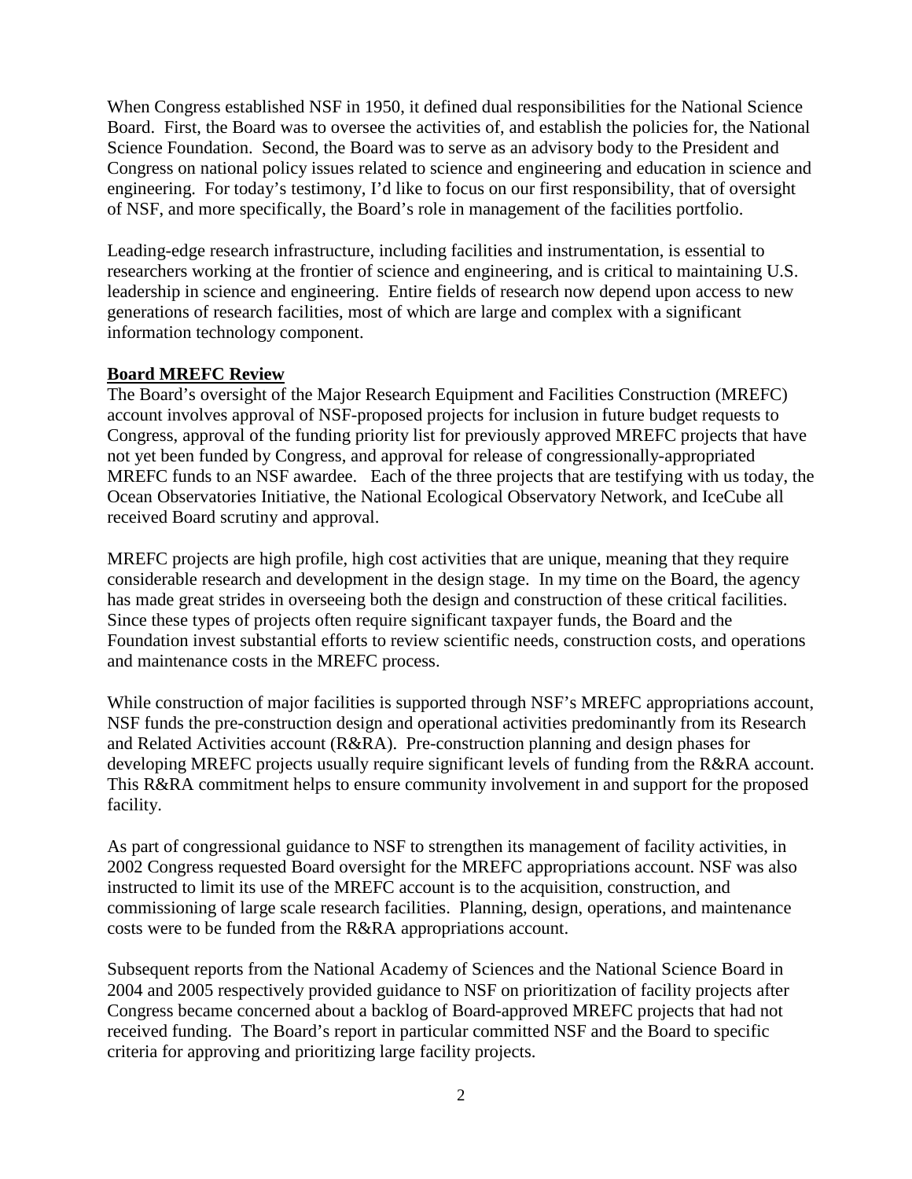When Congress established NSF in 1950, it defined dual responsibilities for the National Science Board. First, the Board was to oversee the activities of, and establish the policies for, the National Science Foundation. Second, the Board was to serve as an advisory body to the President and Congress on national policy issues related to science and engineering and education in science and engineering. For today's testimony, I'd like to focus on our first responsibility, that of oversight of NSF, and more specifically, the Board's role in management of the facilities portfolio.

Leading-edge research infrastructure, including facilities and instrumentation, is essential to researchers working at the frontier of science and engineering, and is critical to maintaining U.S. leadership in science and engineering. Entire fields of research now depend upon access to new generations of research facilities, most of which are large and complex with a significant information technology component.

**Board MREFC Review**

The Board's oversight of the Major Research Equipment and Facilities Construction (MREFC) account involves approval of NSF-proposed projects for inclusion in future budget requests to Congress, approval of the funding priority list for previously approved MREFC projects that have not yet been funded by Congress, and approval for release of congressionally-appropriated MREFC funds to an NSF awardee. Each of the three projects that are testifying with us today, the Ocean Observatories Initiative, the National Ecological Observatory Network, and IceCube all received Board scrutiny and approval.

MREFC projects are high profile, high cost activities that are unique, meaning that they require considerable research and development in the design stage. In my time on the Board, the agency has made great strides in overseeing both the design and construction of these critical facilities. Since these types of projects often require significant taxpayer funds, the Board and the Foundation invest substantial efforts to review scientific needs, construction costs, and operations and maintenance costs in the MREFC process.

While construction of major facilities is supported through NSF's MREFC appropriations account, NSF funds the pre-construction design and operational activities predominantly from its Research and Related Activities account (R&RA). Pre-construction planning and design phases for developing MREFC projects usually require significant levels of funding from the R&RA account. This R&RA commitment helps to ensure community involvement in and support for the proposed facility.

As part of congressional guidance to NSF to strengthen its management of facility activities, in 2002 Congress requested Board oversight for the MREFC appropriations account. NSF was also instructed to limit its use of the MREFC account is to the acquisition, construction, and commissioning of large scale research facilities. Planning, design, operations, and maintenance costs were to be funded from the R&RA appropriations account.

Subsequent reports from the National Academy of Sciences and the National Science Board in 2004 and 2005 respectively provided guidance to NSF on prioritization of facility projects after Congress became concerned about a backlog of Board-approved MREFC projects that had not received funding. The Board's report in particular committed NSF and the Board to specific criteria for approving and prioritizing large facility projects.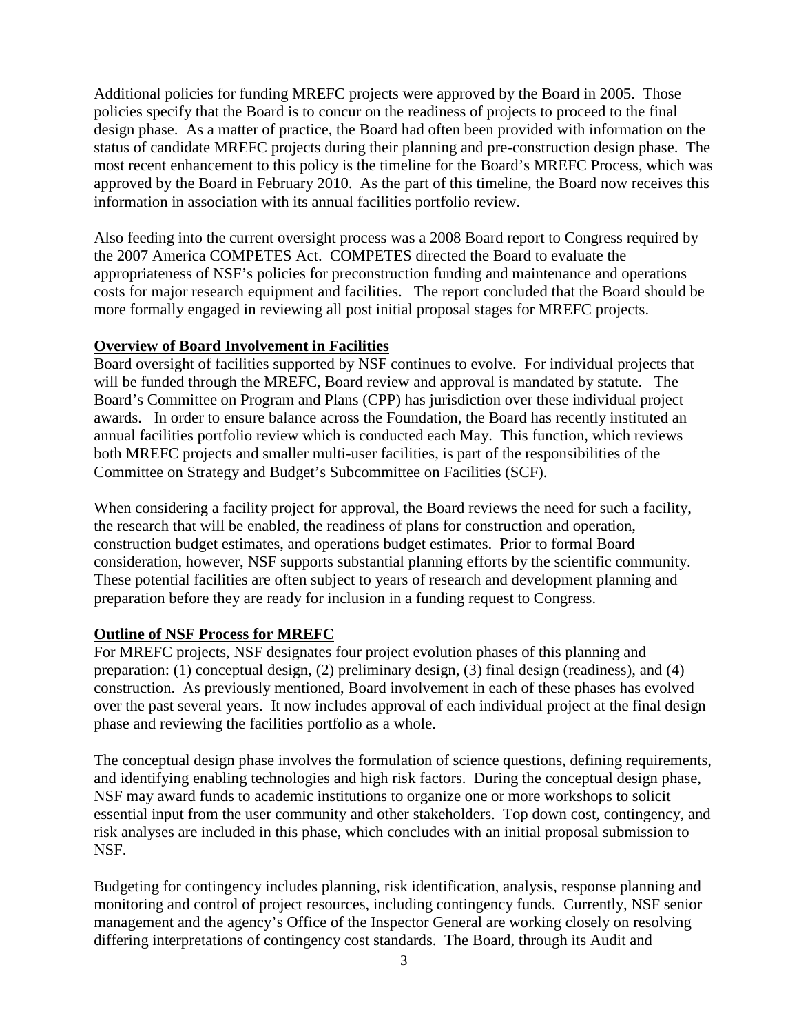Additional policies for funding MREFC projects were approved by the Board in 2005. Those policies specify that the Board is to concur on the readiness of projects to proceed to the final design phase. As a matter of practice, the Board had often been provided with information on the status of candidate MREFC projects during their planning and pre-construction design phase. The most recent enhancement to this policy is the timeline for the Board's MREFC Process, which was approved by the Board in February 2010. As the part of this timeline, the Board now receives this information in association with its annual facilities portfolio review.

Also feeding into the current oversight process was a 2008 Board report to Congress required by the 2007 America COMPETES Act. COMPETES directed the Board to evaluate the appropriateness of NSF's policies for preconstruction funding and maintenance and operations costs for major research equipment and facilities. The report concluded that the Board should be more formally engaged in reviewing all post initial proposal stages for MREFC projects.

**Overview of Board Involvement in Facilities**

Board oversight of facilities supported by NSF continues to evolve. For individual projects that will be funded through the MREFC, Board review and approval is mandated by statute. The Board's Committee on Program and Plans (CPP) has jurisdiction over these individual project awards. In order to ensure balance across the Foundation, the Board has recently instituted an annual facilities portfolio review which is conducted each May. This function, which reviews both MREFC projects and smaller multi-user facilities, is part of the responsibilities of the Committee on Strategy and Budget's Subcommittee on Facilities (SCF).

When considering a facility project for approval, the Board reviews the need for such a facility, the research that will be enabled, the readiness of plans for construction and operation, construction budget estimates, and operations budget estimates. Prior to formal Board consideration, however, NSF supports substantial planning efforts by the scientific community. These potential facilities are often subject to years of research and development planning and preparation before they are ready for inclusion in a funding request to Congress.

**Outline of NSF Process for MREFC**

For MREFC projects, NSF designates four project evolution phases of this planning and preparation: (1) conceptual design, (2) preliminary design, (3) final design (readiness), and (4) construction. As previously mentioned, Board involvement in each of these phases has evolved over the past several years. It now includes approval of each individual project at the final design phase and reviewing the facilities portfolio as a whole.

The conceptual design phase involves the formulation of science questions, defining requirements, and identifying enabling technologies and high risk factors. During the conceptual design phase, NSF may award funds to academic institutions to organize one or more workshops to solicit essential input from the user community and other stakeholders. Top down cost, contingency, and risk analyses are included in this phase, which concludes with an initial proposal submission to NSF.

Budgeting for contingency includes planning, risk identification, analysis, response planning and monitoring and control of project resources, including contingency funds. Currently, NSF senior management and the agency's Office of the Inspector General are working closely on resolving differing interpretations of contingency cost standards. The Board, through its Audit and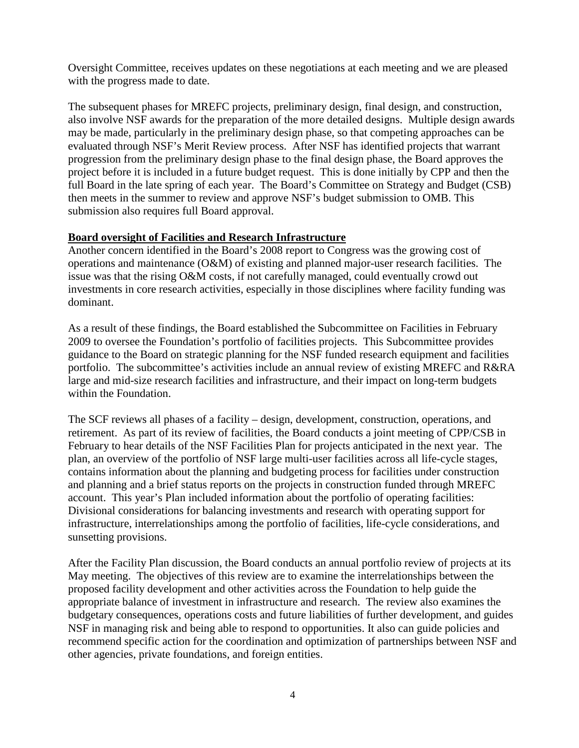Oversight Committee, receives updates on these negotiations at each meeting and we are pleased with the progress made to date.

The subsequent phases for MREFC projects, preliminary design, final design, and construction, also involve NSF awards for the preparation of the more detailed designs. Multiple design awards may be made, particularly in the preliminary design phase, so that competing approaches can be evaluated through NSF's Merit Review process. After NSF has identified projects that warrant progression from the preliminary design phase to the final design phase, the Board approves the project before it is included in a future budget request. This is done initially by CPP and then the full Board in the late spring of each year. The Board's Committee on Strategy and Budget (CSB) then meets in the summer to review and approve NSF's budget submission to OMB. This submission also requires full Board approval.

**Board oversight of Facilities and Research Infrastructure**

Another concern identified in the Board's 2008 report to Congress was the growing cost of operations and maintenance (O&M) of existing and planned major-user research facilities. The issue was that the rising O&M costs, if not carefully managed, could eventually crowd out investments in core research activities, especially in those disciplines where facility funding was dominant.

As a result of these findings, the Board established the Subcommittee on Facilities in February 2009 to oversee the Foundation's portfolio of facilities projects. This Subcommittee provides guidance to the Board on strategic planning for the NSF funded research equipment and facilities portfolio. The subcommittee's activities include an annual review of existing MREFC and R&RA large and mid-size research facilities and infrastructure, and their impact on long-term budgets within the Foundation.

The SCF reviews all phases of a facility – design, development, construction, operations, and retirement. As part of its review of facilities, the Board conducts a joint meeting of CPP/CSB in February to hear details of the NSF Facilities Plan for projects anticipated in the next year. The plan, an overview of the portfolio of NSF large multi-user facilities across all life-cycle stages, contains information about the planning and budgeting process for facilities under construction and planning and a brief status reports on the projects in construction funded through MREFC account. This year's Plan included information about the portfolio of operating facilities: Divisional considerations for balancing investments and research with operating support for infrastructure, interrelationships among the portfolio of facilities, life-cycle considerations, and sunsetting provisions.

After the Facility Plan discussion, the Board conducts an annual portfolio review of projects at its May meeting. The objectives of this review are to examine the interrelationships between the proposed facility development and other activities across the Foundation to help guide the appropriate balance of investment in infrastructure and research. The review also examines the budgetary consequences, operations costs and future liabilities of further development, and guides NSF in managing risk and being able to respond to opportunities. It also can guide policies and recommend specific action for the coordination and optimization of partnerships between NSF and other agencies, private foundations, and foreign entities.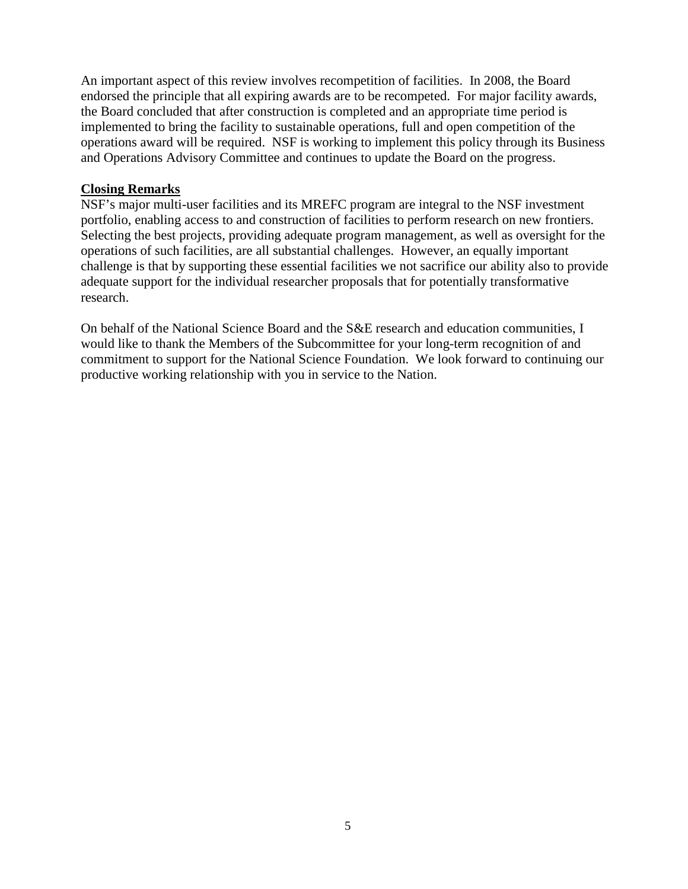An important aspect of this review involves recompetition of facilities. In 2008, the Board endorsed the principle that all expiring awards are to be recompeted. For major facility awards, the Board concluded that after construction is completed and an appropriate time period is implemented to bring the facility to sustainable operations, full and open competition of the operations award will be required. NSF is working to implement this policy through its Business and Operations Advisory Committee and continues to update the Board on the progress.

## Closing Remarks

NSF's major multi-user facilities and its MREFC program are integral to the NSF investment portfolio, enabling access to and construction of facilities to perform research on new frontiers. Selecting the best projects, providing adequate program management, as well as oversight for the operations of such facilities, are all substantial challenges. However, an equally important challenge is that by supporting these essential facilities we not sacrifice our ability also to provide adequate support for the individual researcher proposals that for potentially transformative research.

On behalf of the National Science Board and the S&E research and education communities, I would like to thank the Members of the Subcommittee for your long-term recognition of and commitment to support for the National Science Foundation. We look forward to continuing our productive working relationship with you in service to the Nation.